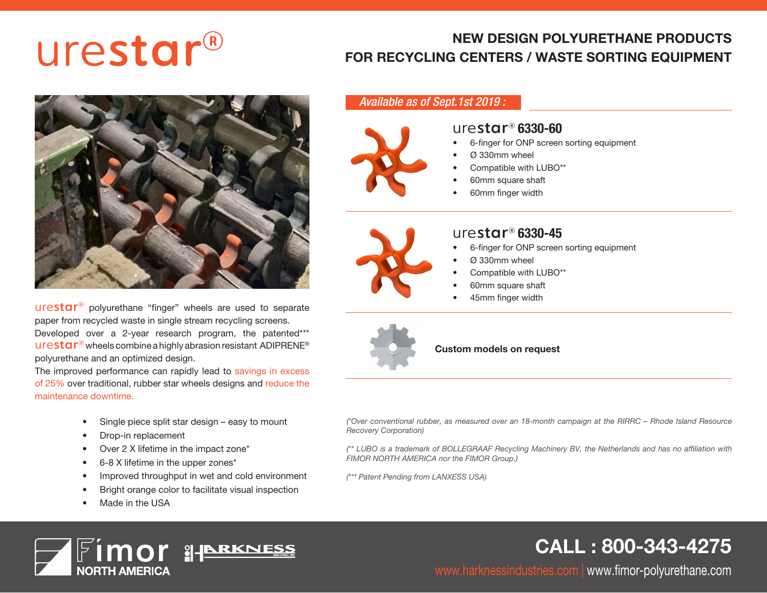# urestar®

## NEW DESIGN POLYURETHANE PRODUCTS FOR RECYCLING CENTERS / WASTE SORTING EQUIPMENT

urestar® polyurethane "finger" wheels are used to separate paper from recycled waste in single stream recycling screens. Developed over a 2-year research program, the patented*** urestar® wheels combine a highly abrasion resistant ADIPRENE® polyurethane and an optimized design.

The improved performance can rapidly lead to savings in excess of 25% over traditional, rubber star wheels designs and reduce the maintenance downtime.

- Single piece split star design – easy to mount
- Drop-in replacement
- Over 2 X lifetime in the impact zone*
- 6-8 X lifetime in the upper zones*
- Improved throughput in wet and cold environment
- Bright orange color to facilitate visual inspection
- Made in the USA

*Available as of Sept.1st 2019 :*

### urestar® 6330-60

- 6-finger for ONP screen sorting equipment
- Ø 330mm wheel
- Compatible with LUBO**
- 60mm square shaft
- 60mm finger width

### urestar® 6330-45

- 6-finger for ONP screen sorting equipment
- Ø 330mm wheel
- Compatible with LUBO**
- 60mm square shaft
- 45mm finger width

**Custom models on request**

*(*Over conventional rubber, as measured over an 18-month campaign at the RIRRC – Rhode Island Resource Recovery Corporation)*

*(** LUBO is a trademark of BOLLEGRAAF Recycling Machinery BV, the Netherlands and has no affiliation with FIMOR NORTH AMERICA nor the FIMOR Group.)*

*(*** Patent Pending from LANXESS USA)*

Fimor NORTH AMERICA | HARKNESS INDUSTRIES, INC

**CALL : 800-343-4275**

www.harknessindustries.com | www.fimor-polyurethane.com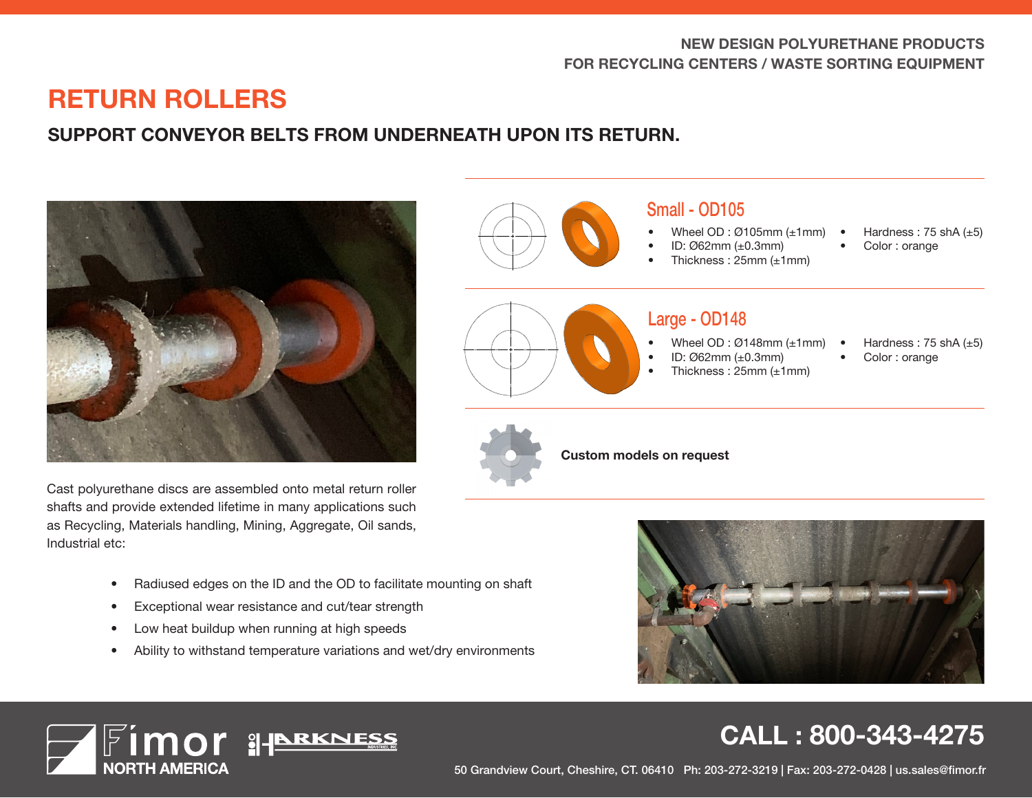NEW DESIGN POLYURETHANE PRODUCTS
FOR RECYCLING CENTERS / WASTE SORTING EQUIPMENT

# RETURN ROLLERS

## SUPPORT CONVEYOR BELTS FROM UNDERNEATH UPON ITS RETURN.

### Small - OD105

- Wheel OD : Ø105mm (±1mm)
- ID: Ø62mm (±0.3mm)
- Thickness : 25mm (±1mm)
- Hardness : 75 shA (±5)
- Color : orange

### Large - OD148

- Wheel OD : Ø148mm (±1mm)
- ID: Ø62mm (±0.3mm)
- Thickness : 25mm (±1mm)
- Hardness : 75 shA (±5)
- Color : orange

**Custom models on request**

Cast polyurethane discs are assembled onto metal return roller shafts and provide extended lifetime in many applications such as Recycling, Materials handling, Mining, Aggregate, Oil sands, Industrial etc:

- Radiused edges on the ID and the OD to facilitate mounting on shaft
- Exceptional wear resistance and cut/tear strength
- Low heat buildup when running at high speeds
- Ability to withstand temperature variations and wet/dry environments

Fimor NORTH AMERICA | HARKNESS INDUSTRIES, INC

**CALL : 800-343-4275**

50 Grandview Court, Cheshire, CT. 06410 Ph: 203-272-3219 | Fax: 203-272-0428 | us.sales@fimor.fr